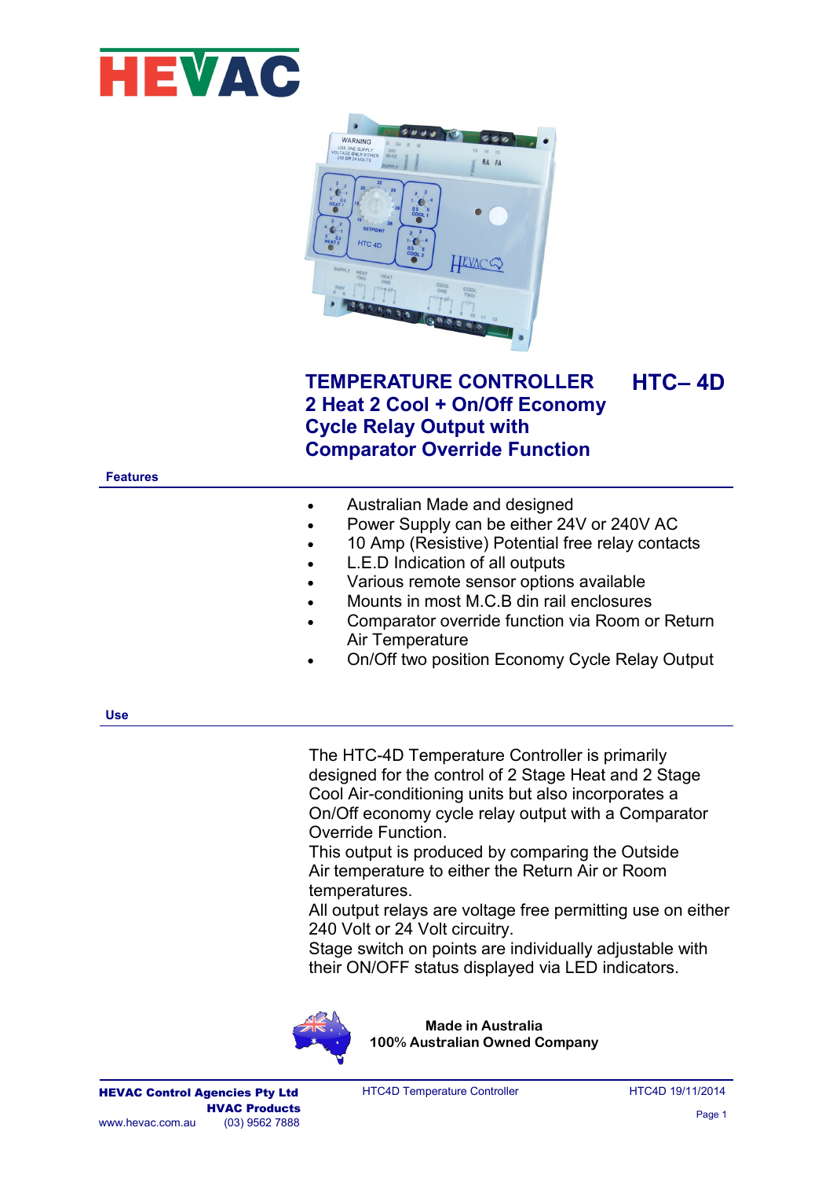# HEVAC

# TEMPERATURE CONTROLLER HTC– 4D

## 2 Heat 2 Cool + On/Off Economy Cycle Relay Output with Comparator Override Function

### Features

- Australian Made and designed
- Power Supply can be either 24V or 240V AC
- 10 Amp (Resistive) Potential free relay contacts
- L.E.D Indication of all outputs
- Various remote sensor options available
- Mounts in most M.C.B din rail enclosures
- Comparator override function via Room or Return Air Temperature
- On/Off two position Economy Cycle Relay Output

### Use

The HTC-4D Temperature Controller is primarily designed for the control of 2 Stage Heat and 2 Stage Cool Air-conditioning units but also incorporates a On/Off economy cycle relay output with a Comparator Override Function.
This output is produced by comparing the Outside Air temperature to either the Return Air or Room temperatures.
All output relays are voltage free permitting use on either 240 Volt or 24 Volt circuitry.
Stage switch on points are individually adjustable with their ON/OFF status displayed via LED indicators.

**Made in Australia**
**100% Australian Owned Company**

**HEVAC Control Agencies Pty Ltd**
**HVAC Products**
www.hevac.com.au (03) 9562 7888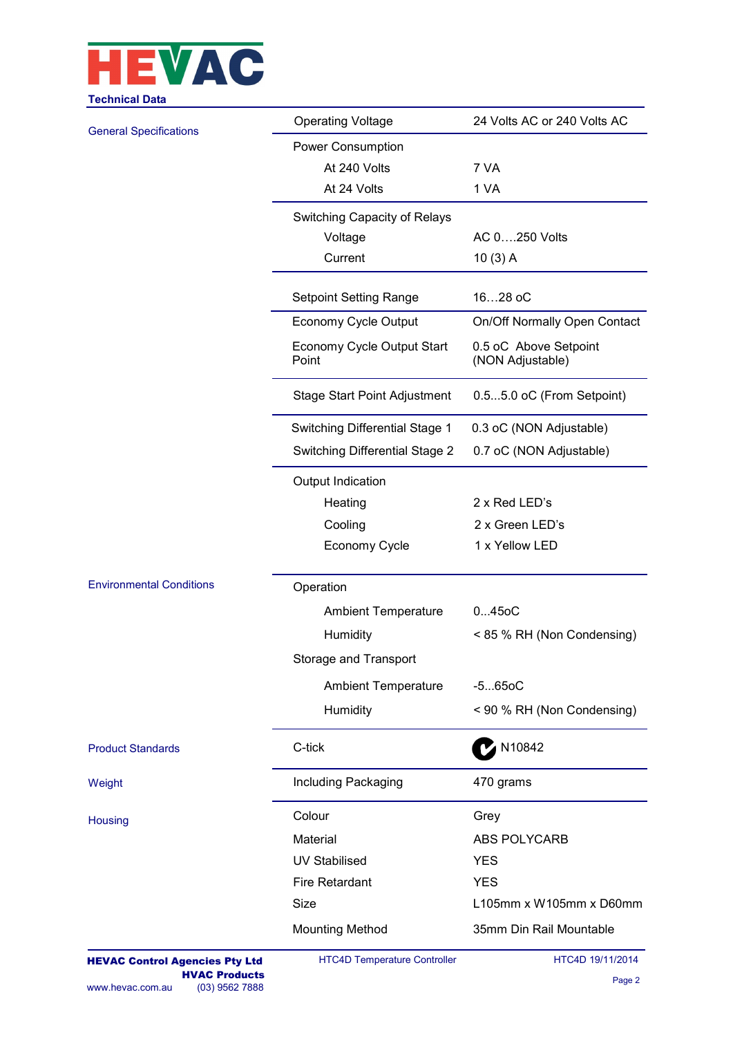HEVAC

**Technical Data**

| Section | Parameter | Value |
|---|---|---|
| General Specifications | Operating Voltage | 24 Volts AC or 240 Volts AC |
| | Power Consumption | |
| | At 240 Volts | 7 VA |
| | At 24 Volts | 1 VA |
| | Switching Capacity of Relays | |
| | Voltage | AC 0….250 Volts |
| | Current | 10 (3) A |
| | Setpoint Setting Range | 16…28 oC |
| | Economy Cycle Output | On/Off Normally Open Contact |
| | Economy Cycle Output Start Point | 0.5 oC Above Setpoint (NON Adjustable) |
| | Stage Start Point Adjustment | 0.5...5.0 oC (From Setpoint) |
| | Switching Differential Stage 1 | 0.3 oC (NON Adjustable) |
| | Switching Differential Stage 2 | 0.7 oC (NON Adjustable) |
| | Output Indication | |
| | Heating | 2 x Red LED's |
| | Cooling | 2 x Green LED's |
| | Economy Cycle | 1 x Yellow LED |
| Environmental Conditions | Operation | |
| | Ambient Temperature | 0...45oC |
| | Humidity | < 85 % RH (Non Condensing) |
| | Storage and Transport | |
| | Ambient Temperature | -5...65oC |
| | Humidity | < 90 % RH (Non Condensing) |
| Product Standards | C-tick | N10842 |
| Weight | Including Packaging | 470 grams |
| Housing | Colour | Grey |
| | Material | ABS POLYCARB |
| | UV Stabilised | YES |
| | Fire Retardant | YES |
| | Size | L105mm x W105mm x D60mm |
| | Mounting Method | 35mm Din Rail Mountable |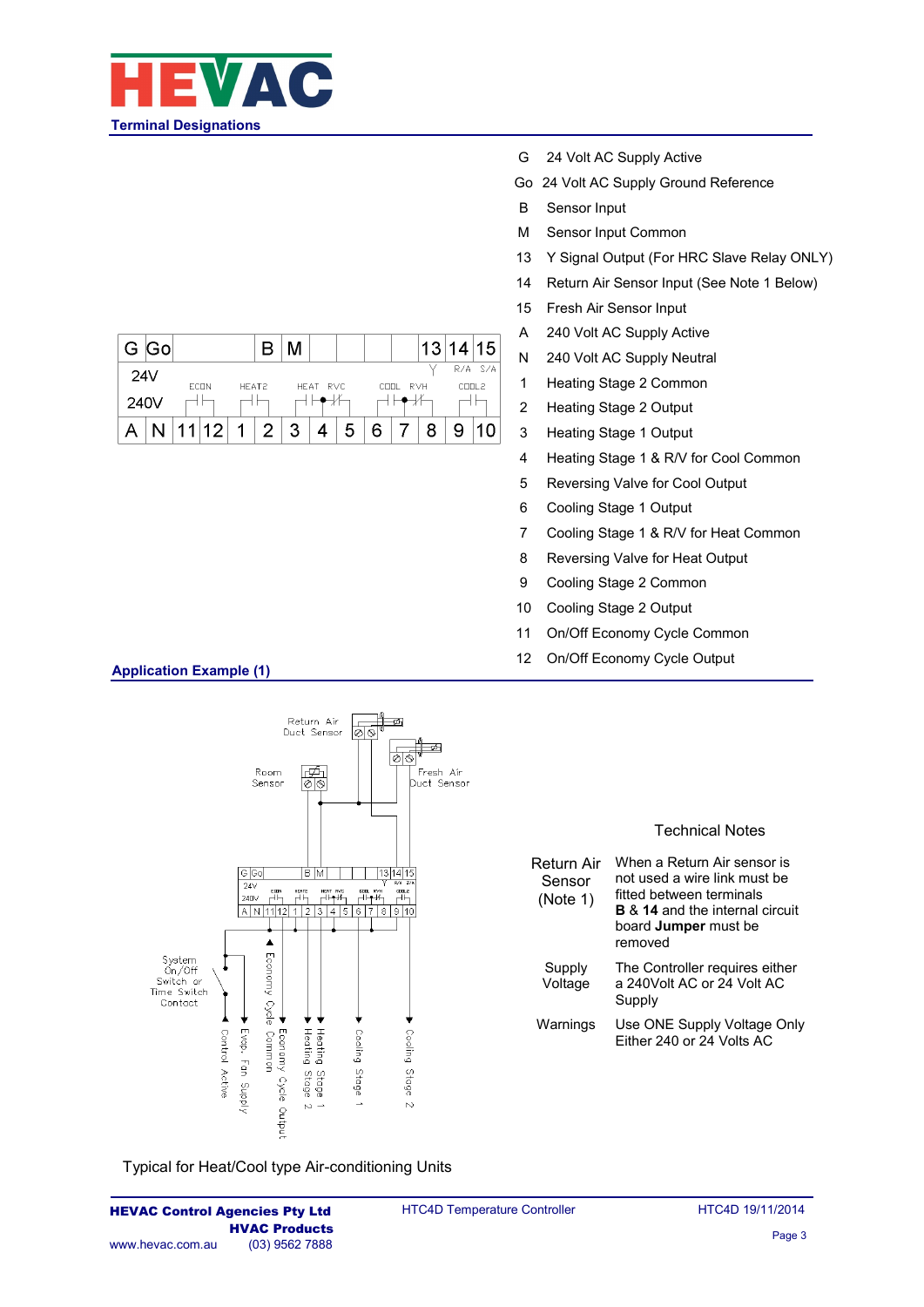## Terminal Designations

| | |
|---|---|
| G | 24 Volt AC Supply Active |
| Go | 24 Volt AC Supply Ground Reference |
| B | Sensor Input |
| M | Sensor Input Common |
| 13 | Y Signal Output (For HRC Slave Relay ONLY) |
| 14 | Return Air Sensor Input (See Note 1 Below) |
| 15 | Fresh Air Sensor Input |
| A | 240 Volt AC Supply Active |
| N | 240 Volt AC Supply Neutral |
| 1 | Heating Stage 2 Common |
| 2 | Heating Stage 2 Output |
| 3 | Heating Stage 1 Output |
| 4 | Heating Stage 1 & R/V for Cool Common |
| 5 | Reversing Valve for Cool Output |
| 6 | Cooling Stage 1 Output |
| 7 | Cooling Stage 1 & R/V for Heat Common |
| 8 | Reversing Valve for Heat Output |
| 9 | Cooling Stage 2 Common |
| 10 | Cooling Stage 2 Output |
| 11 | On/Off Economy Cycle Common |
| 12 | On/Off Economy Cycle Output |

## Application Example (1)

Typical for Heat/Cool type Air-conditioning Units

### Technical Notes

| | |
|---|---|
| Return Air Sensor (Note 1) | When a Return Air sensor is not used a wire link must be fitted between terminals **B** & **14** and the internal circuit board **Jumper** must be removed |
| Supply Voltage | The Controller requires either a 240Volt AC or 24 Volt AC Supply |
| Warnings | Use ONE Supply Voltage Only Either 240 or 24 Volts AC |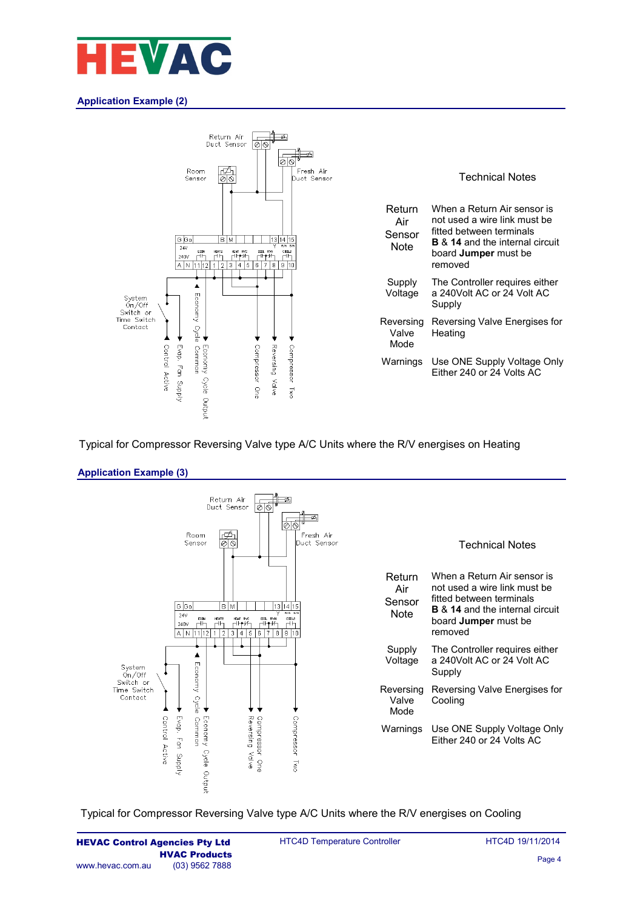## Application Example (2)

Return Air Duct Sensor

Fresh Air Duct Sensor

Room Sensor

G Go B M 13 14 15

24V

240V

A N 11 12 1 2 3 4 5 6 7 8 9 10

System On/Off Switch or Time Switch Contact

Control Active

Evap. Fan Supply

Economy Cycle Common

Economy Cycle Output

Compressor One

Reversing Valve

Compressor Two

Technical Notes

| | |
|---|---|
| Return Air Sensor Note | When a Return Air sensor is not used a wire link must be fitted between terminals **B** & **14** and the internal circuit board **Jumper** must be removed |
| Supply Voltage | The Controller requires either a 240Volt AC or 24 Volt AC Supply |
| Reversing Valve Mode | Reversing Valve Energises for Heating |
| Warnings | Use ONE Supply Voltage Only Either 240 or 24 Volts AC |

Typical for Compressor Reversing Valve type A/C Units where the R/V energises on Heating

## Application Example (3)

Return Air Duct Sensor

Fresh Air Duct Sensor

Room Sensor

G Go B M 13 14 15

24V

240V

A N 11 12 1 2 3 4 5 6 7 8 9 10

System On/Off Switch or Time Switch Contact

Control Active

Evap. Fan Supply

Economy Cycle Common

Economy Cycle Output

Reversing Valve

Compressor One

Compressor Two

Technical Notes

| | |
|---|---|
| Return Air Sensor Note | When a Return Air sensor is not used a wire link must be fitted between terminals **B** & **14** and the internal circuit board **Jumper** must be removed |
| Supply Voltage | The Controller requires either a 240Volt AC or 24 Volt AC Supply |
| Reversing Valve Mode | Reversing Valve Energises for Cooling |
| Warnings | Use ONE Supply Voltage Only Either 240 or 24 Volts AC |

Typical for Compressor Reversing Valve type A/C Units where the R/V energises on Cooling